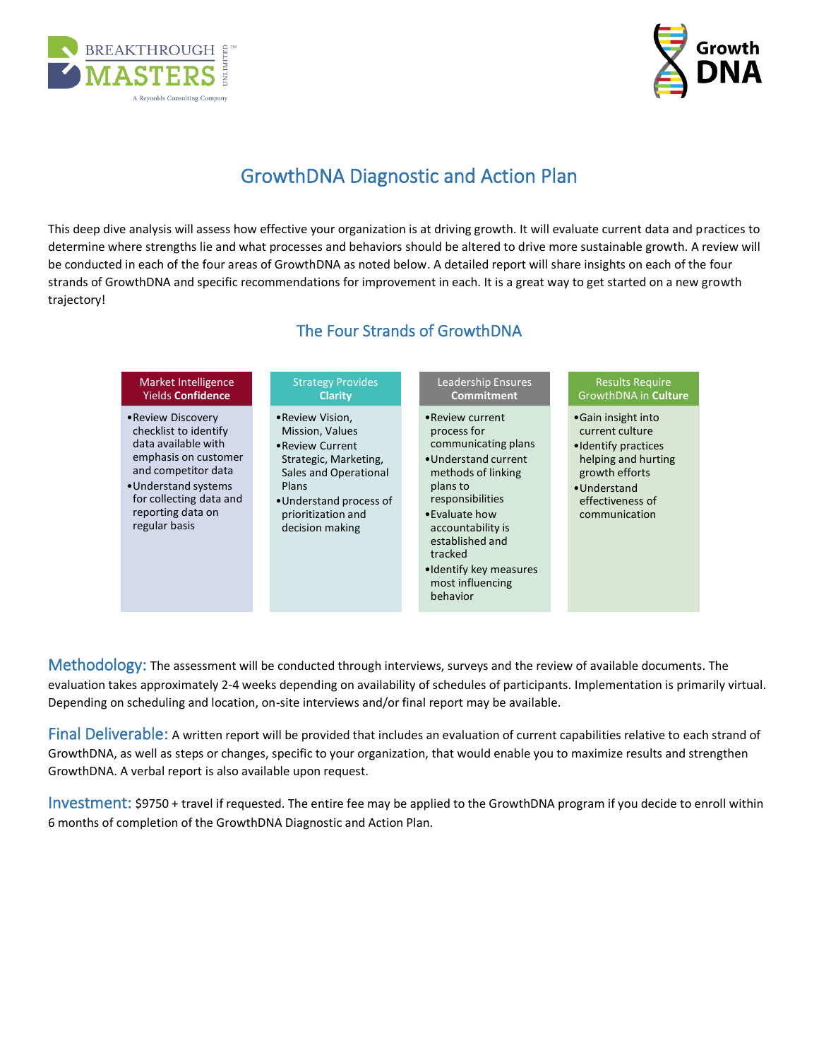# GrowthDNA Diagnostic and Action Plan

This deep dive analysis will assess how effective your organization is at driving growth. It will evaluate current data and practices to determine where strengths lie and what processes and behaviors should be altered to drive more sustainable growth. A review will be conducted in each of the four areas of GrowthDNA as noted below. A detailed report will share insights on each of the four strands of GrowthDNA and specific recommendations for improvement in each. It is a great way to get started on a new growth trajectory!

## The Four Strands of GrowthDNA

| Market Intelligence Yields **Confidence** | Strategy Provides **Clarity** | Leadership Ensures **Commitment** | Results Require GrowthDNA in **Culture** |
|---|---|---|---|
| • Review Discovery checklist to identify data available with emphasis on customer and competitor data<br>• Understand systems for collecting data and reporting data on regular basis | • Review Vision, Mission, Values<br>• Review Current Strategic, Marketing, Sales and Operational Plans<br>• Understand process of prioritization and decision making | • Review current process for communicating plans<br>• Understand current methods of linking plans to responsibilities<br>• Evaluate how accountability is established and tracked<br>• Identify key measures most influencing behavior | • Gain insight into current culture<br>• Identify practices helping and hurting growth efforts<br>• Understand effectiveness of communication |

**Methodology:** The assessment will be conducted through interviews, surveys and the review of available documents. The evaluation takes approximately 2-4 weeks depending on availability of schedules of participants. Implementation is primarily virtual. Depending on scheduling and location, on-site interviews and/or final report may be available.

**Final Deliverable:** A written report will be provided that includes an evaluation of current capabilities relative to each strand of GrowthDNA, as well as steps or changes, specific to your organization, that would enable you to maximize results and strengthen GrowthDNA. A verbal report is also available upon request.

**Investment:** $9750 + travel if requested. The entire fee may be applied to the GrowthDNA program if you decide to enroll within 6 months of completion of the GrowthDNA Diagnostic and Action Plan.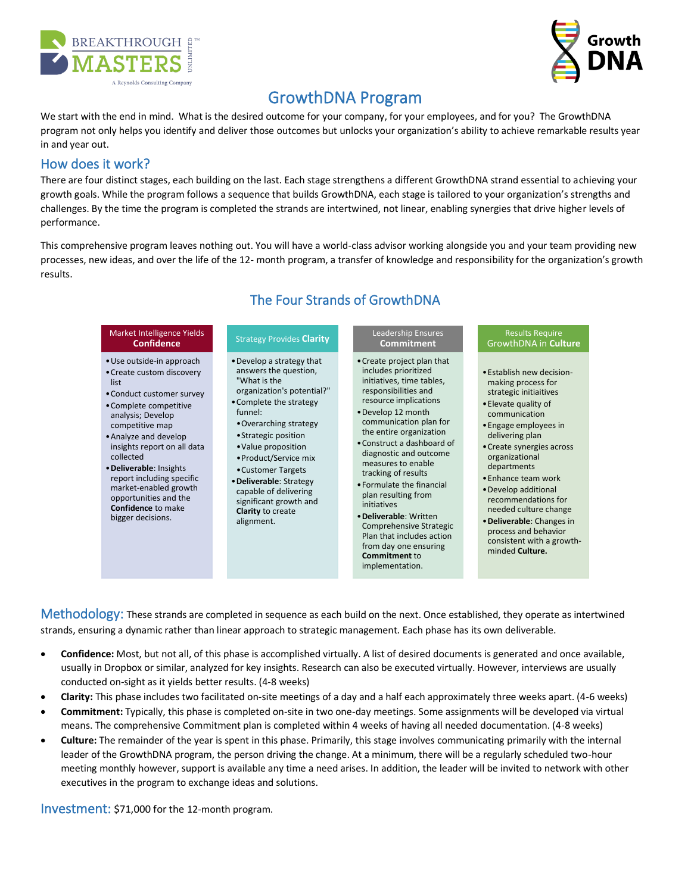# GrowthDNA Program

We start with the end in mind. What is the desired outcome for your company, for your employees, and for you? The GrowthDNA program not only helps you identify and deliver those outcomes but unlocks your organization's ability to achieve remarkable results year in and year out.

## How does it work?

There are four distinct stages, each building on the last. Each stage strengthens a different GrowthDNA strand essential to achieving your growth goals. While the program follows a sequence that builds GrowthDNA, each stage is tailored to your organization's strengths and challenges. By the time the program is completed the strands are intertwined, not linear, enabling synergies that drive higher levels of performance.

This comprehensive program leaves nothing out. You will have a world-class advisor working alongside you and your team providing new processes, new ideas, and over the life of the 12- month program, a transfer of knowledge and responsibility for the organization's growth results.

## The Four Strands of GrowthDNA

| Market Intelligence Yields **Confidence** | Strategy Provides **Clarity** | Leadership Ensures **Commitment** | Results Require GrowthDNA in **Culture** |
|---|---|---|---|
| • Use outside-in approach<br>• Create custom discovery list<br>• Conduct customer survey<br>• Complete competitive analysis; Develop competitive map<br>• Analyze and develop insights report on all data collected<br>• **Deliverable**: Insights report including specific market-enabled growth opportunities and the **Confidence** to make bigger decisions. | • Develop a strategy that answers the question, "What is the organization's potential?"<br>• Complete the strategy funnel:<br>• Overarching strategy<br>• Strategic position<br>• Value proposition<br>• Product/Service mix<br>• Customer Targets<br>• **Deliverable**: Strategy capable of delivering significant growth and **Clarity** to create alignment. | • Create project plan that includes prioritized initiatives, time tables, responsibilities and resource implications<br>• Develop 12 month communication plan for the entire organization<br>• Construct a dashboard of diagnostic and outcome measures to enable tracking of results<br>• Formulate the financial plan resulting from initiatives<br>• **Deliverable**: Written Comprehensive Strategic Plan that includes action from day one ensuring **Commitment** to implementation. | • Establish new decision-making process for strategic initiaitives<br>• Elevate quality of communication<br>• Engage employees in delivering plan<br>• Create synergies across organizational departments<br>• Enhance team work<br>• Develop additional recommendations for needed culture change<br>• **Deliverable**: Changes in process and behavior consistent with a growth-minded **Culture.** |

**Methodology:** These strands are completed in sequence as each build on the next. Once established, they operate as intertwined strands, ensuring a dynamic rather than linear approach to strategic management. Each phase has its own deliverable.

- **Confidence:** Most, but not all, of this phase is accomplished virtually. A list of desired documents is generated and once available, usually in Dropbox or similar, analyzed for key insights. Research can also be executed virtually. However, interviews are usually conducted on-sight as it yields better results. (4-8 weeks)
- **Clarity:** This phase includes two facilitated on-site meetings of a day and a half each approximately three weeks apart. (4-6 weeks)
- **Commitment:** Typically, this phase is completed on-site in two one-day meetings. Some assignments will be developed via virtual means. The comprehensive Commitment plan is completed within 4 weeks of having all needed documentation. (4-8 weeks)
- **Culture:** The remainder of the year is spent in this phase. Primarily, this stage involves communicating primarily with the internal leader of the GrowthDNA program, the person driving the change. At a minimum, there will be a regularly scheduled two-hour meeting monthly however, support is available any time a need arises. In addition, the leader will be invited to network with other executives in the program to exchange ideas and solutions.

**Investment:** $71,000 for the 12-month program.